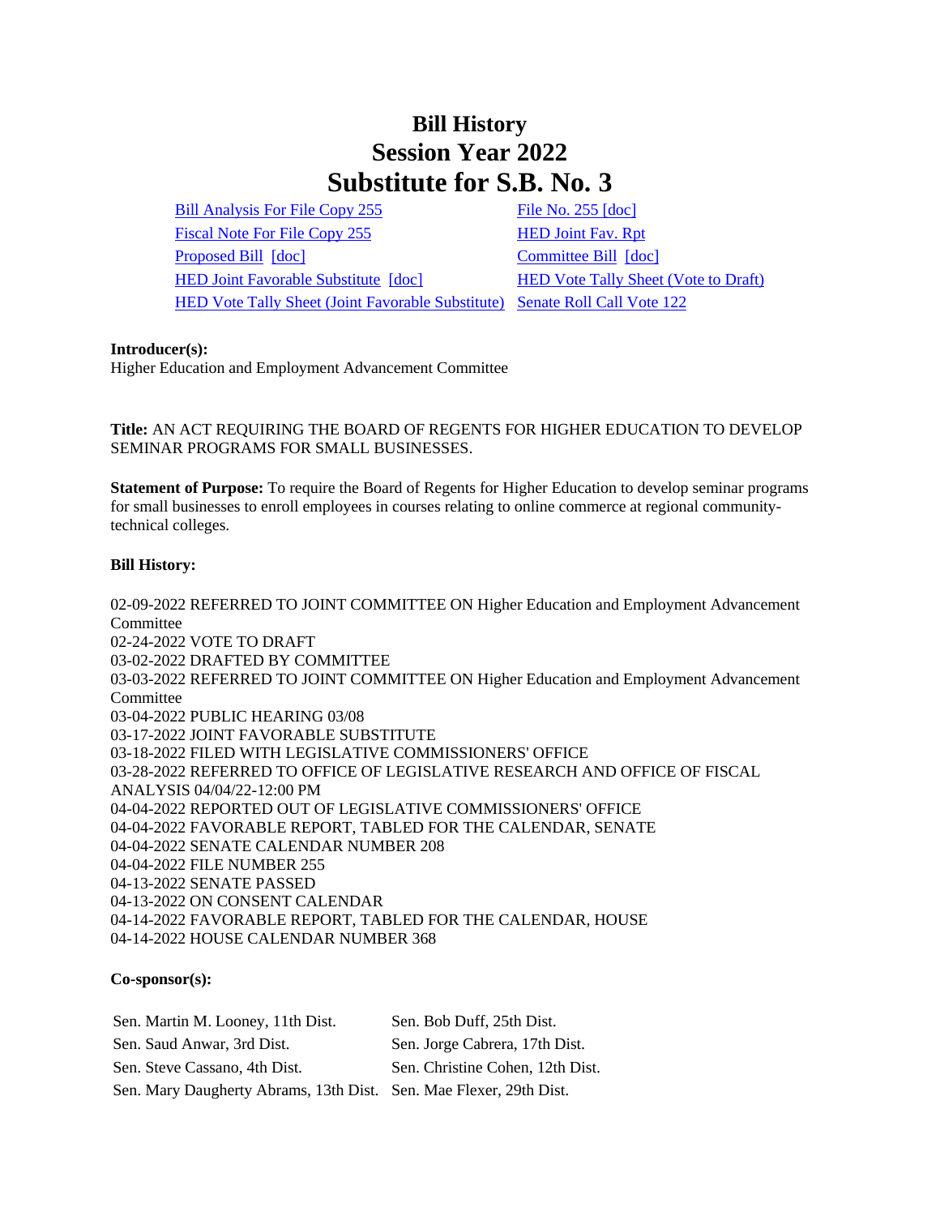# Bill History
# Session Year 2022
# Substitute for S.B. No. 3

| | |
|---|---|
| Bill Analysis For File Copy 255 | File No. 255 [doc] |
| Fiscal Note For File Copy 255 | HED Joint Fav. Rpt |
| Proposed Bill [doc] | Committee Bill [doc] |
| HED Joint Favorable Substitute [doc] | HED Vote Tally Sheet (Vote to Draft) |
| HED Vote Tally Sheet (Joint Favorable Substitute) | Senate Roll Call Vote 122 |

**Introducer(s):**
Higher Education and Employment Advancement Committee

**Title:** AN ACT REQUIRING THE BOARD OF REGENTS FOR HIGHER EDUCATION TO DEVELOP SEMINAR PROGRAMS FOR SMALL BUSINESSES.

**Statement of Purpose:** To require the Board of Regents for Higher Education to develop seminar programs for small businesses to enroll employees in courses relating to online commerce at regional community-technical colleges.

**Bill History:**

02-09-2022 REFERRED TO JOINT COMMITTEE ON Higher Education and Employment Advancement Committee
02-24-2022 VOTE TO DRAFT
03-02-2022 DRAFTED BY COMMITTEE
03-03-2022 REFERRED TO JOINT COMMITTEE ON Higher Education and Employment Advancement Committee
03-04-2022 PUBLIC HEARING 03/08
03-17-2022 JOINT FAVORABLE SUBSTITUTE
03-18-2022 FILED WITH LEGISLATIVE COMMISSIONERS' OFFICE
03-28-2022 REFERRED TO OFFICE OF LEGISLATIVE RESEARCH AND OFFICE OF FISCAL ANALYSIS 04/04/22-12:00 PM
04-04-2022 REPORTED OUT OF LEGISLATIVE COMMISSIONERS' OFFICE
04-04-2022 FAVORABLE REPORT, TABLED FOR THE CALENDAR, SENATE
04-04-2022 SENATE CALENDAR NUMBER 208
04-04-2022 FILE NUMBER 255
04-13-2022 SENATE PASSED
04-13-2022 ON CONSENT CALENDAR
04-14-2022 FAVORABLE REPORT, TABLED FOR THE CALENDAR, HOUSE
04-14-2022 HOUSE CALENDAR NUMBER 368

**Co-sponsor(s):**

| | |
|---|---|
| Sen. Martin M. Looney, 11th Dist. | Sen. Bob Duff, 25th Dist. |
| Sen. Saud Anwar, 3rd Dist. | Sen. Jorge Cabrera, 17th Dist. |
| Sen. Steve Cassano, 4th Dist. | Sen. Christine Cohen, 12th Dist. |
| Sen. Mary Daugherty Abrams, 13th Dist. | Sen. Mae Flexer, 29th Dist. |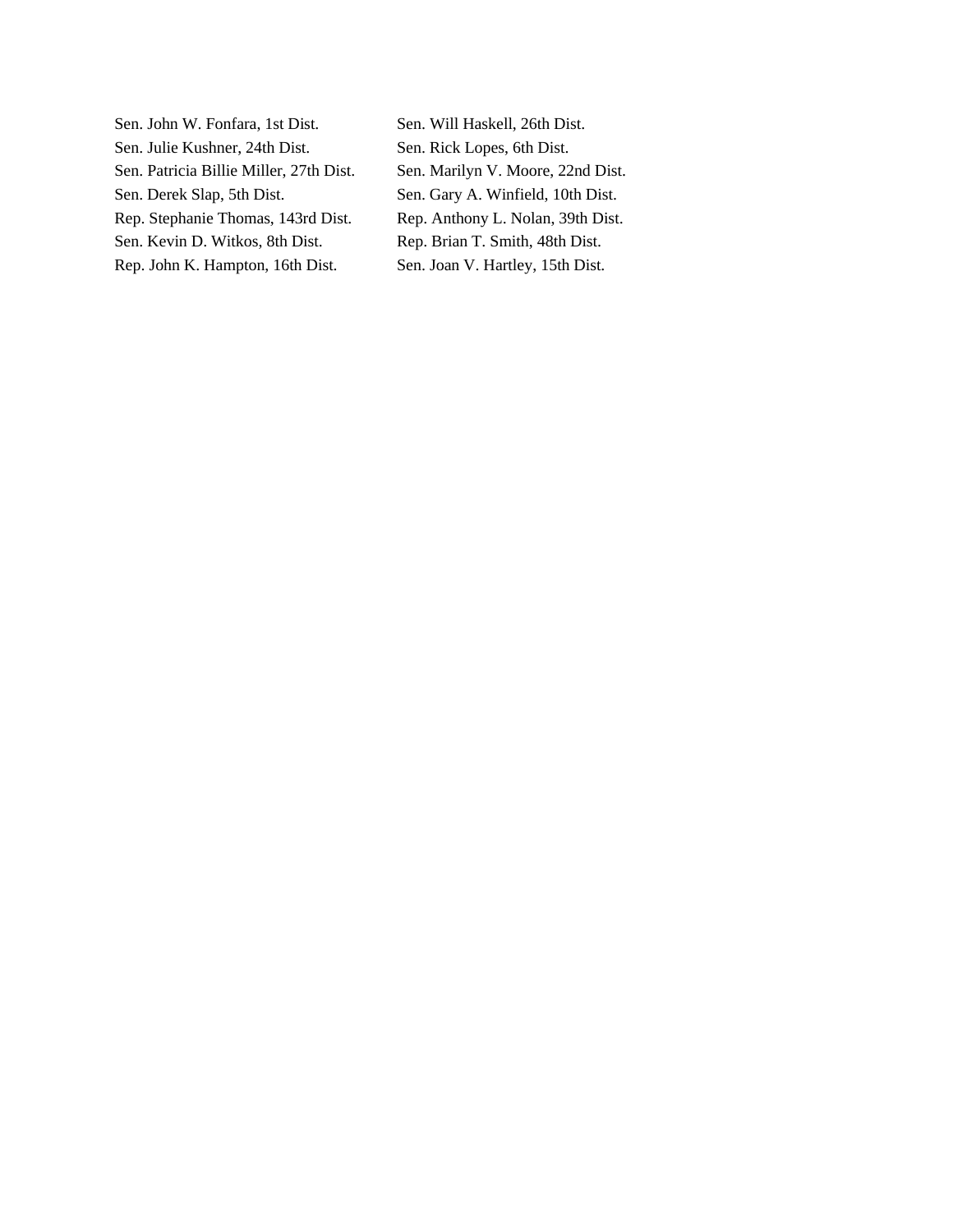Sen. John W. Fonfara, 1st Dist.
Sen. Julie Kushner, 24th Dist.
Sen. Patricia Billie Miller, 27th Dist.
Sen. Derek Slap, 5th Dist.
Rep. Stephanie Thomas, 143rd Dist.
Sen. Kevin D. Witkos, 8th Dist.
Rep. John K. Hampton, 16th Dist.
Sen. Will Haskell, 26th Dist.
Sen. Rick Lopes, 6th Dist.
Sen. Marilyn V. Moore, 22nd Dist.
Sen. Gary A. Winfield, 10th Dist.
Rep. Anthony L. Nolan, 39th Dist.
Rep. Brian T. Smith, 48th Dist.
Sen. Joan V. Hartley, 15th Dist.